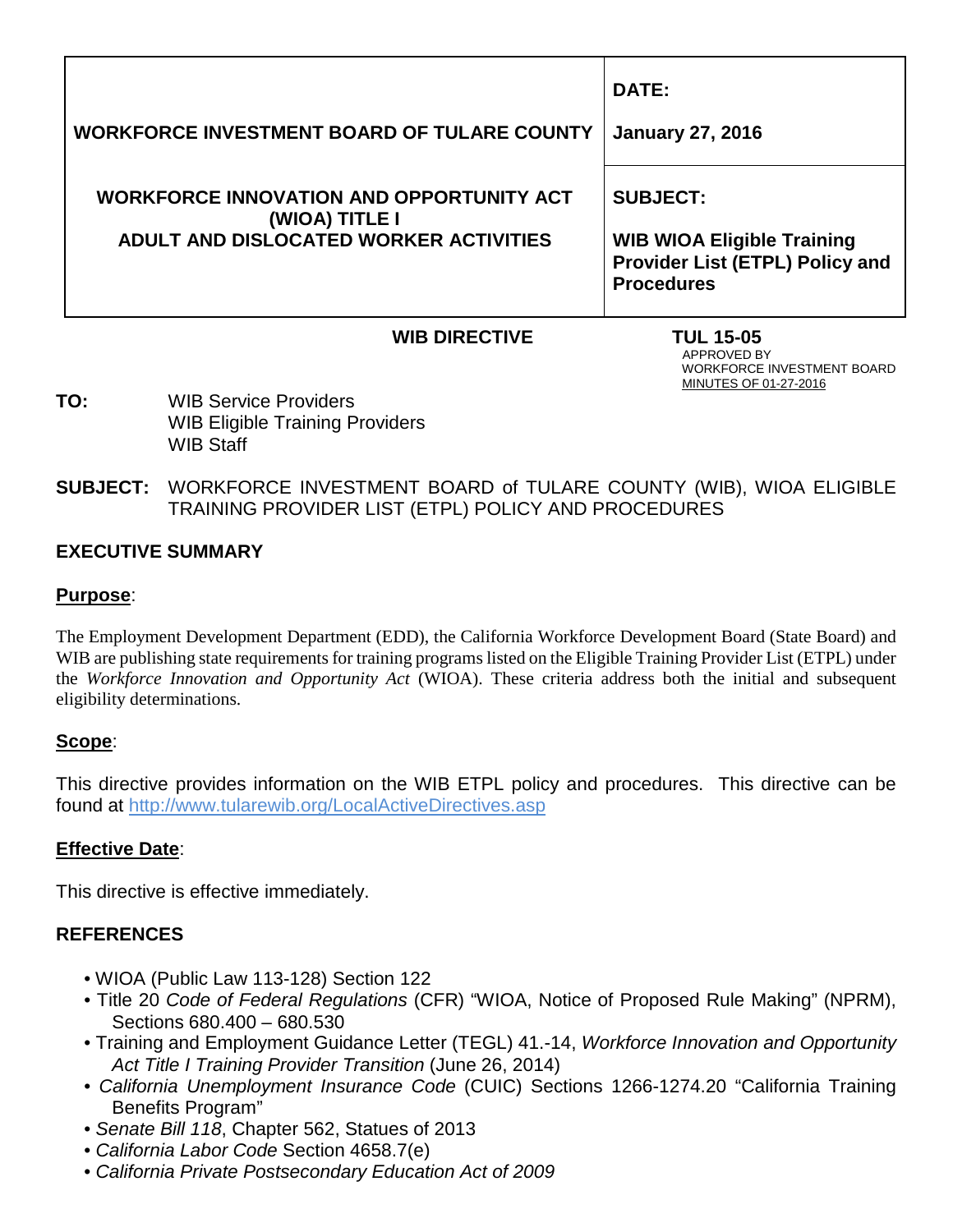| WORKFORCE INVESTMENT BOARD OF TULARE COUNTY | **DATE:** **January 27, 2016** |
| --- | --- |
| **WORKFORCE INNOVATION AND OPPORTUNITY ACT (WIOA) TITLE I ADULT AND DISLOCATED WORKER ACTIVITIES** | **SUBJECT:** **WIB WIOA Eligible Training Provider List (ETPL) Policy and Procedures** |

**WIB DIRECTIVE** **TUL 15-05**

APPROVED BY
WORKFORCE INVESTMENT BOARD
MINUTES OF 01-27-2016

**TO:** WIB Service Providers
WIB Eligible Training Providers
WIB Staff

**SUBJECT:** WORKFORCE INVESTMENT BOARD of TULARE COUNTY (WIB), WIOA ELIGIBLE TRAINING PROVIDER LIST (ETPL) POLICY AND PROCEDURES

## EXECUTIVE SUMMARY

**Purpose**:

The Employment Development Department (EDD), the California Workforce Development Board (State Board) and WIB are publishing state requirements for training programs listed on the Eligible Training Provider List (ETPL) under the *Workforce Innovation and Opportunity Act* (WIOA). These criteria address both the initial and subsequent eligibility determinations.

**Scope**:

This directive provides information on the WIB ETPL policy and procedures. This directive can be found at http://www.tularewib.org/LocalActiveDirectives.asp

**Effective Date**:

This directive is effective immediately.

## REFERENCES

- WIOA (Public Law 113-128) Section 122
- Title 20 *Code of Federal Regulations* (CFR) "WIOA, Notice of Proposed Rule Making" (NPRM), Sections 680.400 – 680.530
- Training and Employment Guidance Letter (TEGL) 41.-14, *Workforce Innovation and Opportunity Act Title I Training Provider Transition* (June 26, 2014)
- *California Unemployment Insurance Code* (CUIC) Sections 1266-1274.20 "California Training Benefits Program"
- *Senate Bill 118*, Chapter 562, Statues of 2013
- *California Labor Code* Section 4658.7(e)
- *California Private Postsecondary Education Act of 2009*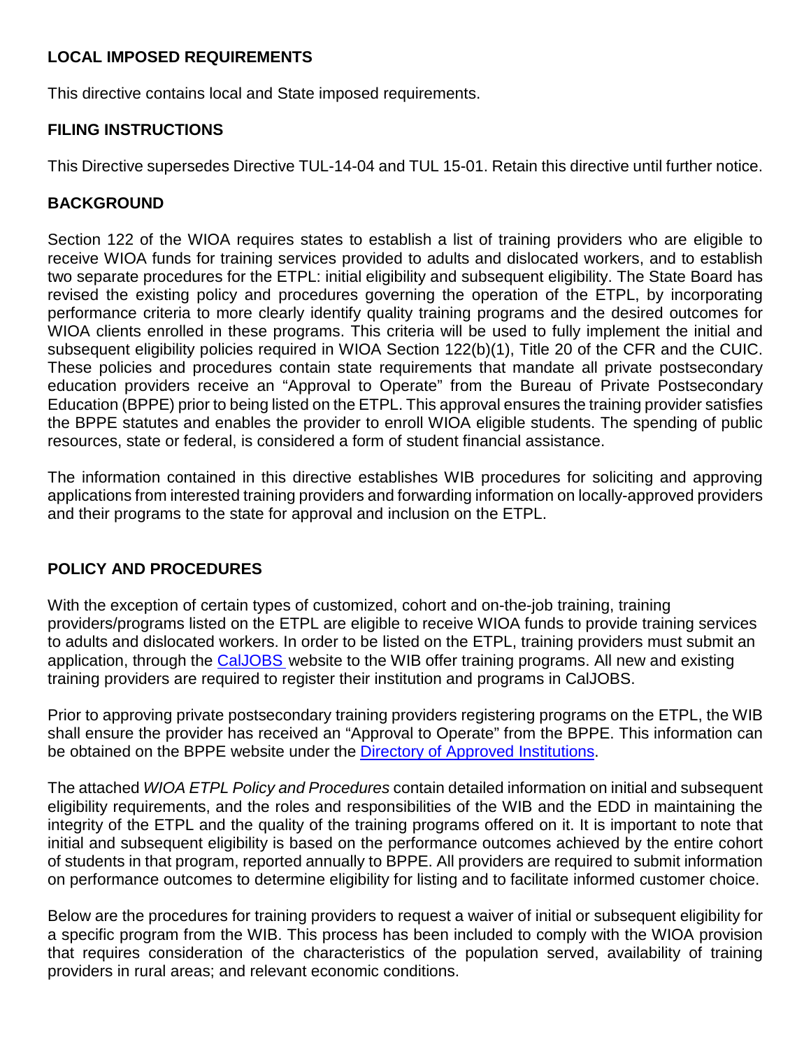## LOCAL IMPOSED REQUIREMENTS

This directive contains local and State imposed requirements.

## FILING INSTRUCTIONS

This Directive supersedes Directive TUL-14-04 and TUL 15-01. Retain this directive until further notice.

## BACKGROUND

Section 122 of the WIOA requires states to establish a list of training providers who are eligible to receive WIOA funds for training services provided to adults and dislocated workers, and to establish two separate procedures for the ETPL: initial eligibility and subsequent eligibility. The State Board has revised the existing policy and procedures governing the operation of the ETPL, by incorporating performance criteria to more clearly identify quality training programs and the desired outcomes for WIOA clients enrolled in these programs. This criteria will be used to fully implement the initial and subsequent eligibility policies required in WIOA Section 122(b)(1), Title 20 of the CFR and the CUIC. These policies and procedures contain state requirements that mandate all private postsecondary education providers receive an "Approval to Operate" from the Bureau of Private Postsecondary Education (BPPE) prior to being listed on the ETPL. This approval ensures the training provider satisfies the BPPE statutes and enables the provider to enroll WIOA eligible students. The spending of public resources, state or federal, is considered a form of student financial assistance.

The information contained in this directive establishes WIB procedures for soliciting and approving applications from interested training providers and forwarding information on locally-approved providers and their programs to the state for approval and inclusion on the ETPL.

## POLICY AND PROCEDURES

With the exception of certain types of customized, cohort and on-the-job training, training providers/programs listed on the ETPL are eligible to receive WIOA funds to provide training services to adults and dislocated workers. In order to be listed on the ETPL, training providers must submit an application, through the CalJOBS website to the WIB offer training programs. All new and existing training providers are required to register their institution and programs in CalJOBS.

Prior to approving private postsecondary training providers registering programs on the ETPL, the WIB shall ensure the provider has received an "Approval to Operate" from the BPPE. This information can be obtained on the BPPE website under the Directory of Approved Institutions.

The attached *WIOA ETPL Policy and Procedures* contain detailed information on initial and subsequent eligibility requirements, and the roles and responsibilities of the WIB and the EDD in maintaining the integrity of the ETPL and the quality of the training programs offered on it. It is important to note that initial and subsequent eligibility is based on the performance outcomes achieved by the entire cohort of students in that program, reported annually to BPPE. All providers are required to submit information on performance outcomes to determine eligibility for listing and to facilitate informed customer choice.

Below are the procedures for training providers to request a waiver of initial or subsequent eligibility for a specific program from the WIB. This process has been included to comply with the WIOA provision that requires consideration of the characteristics of the population served, availability of training providers in rural areas; and relevant economic conditions.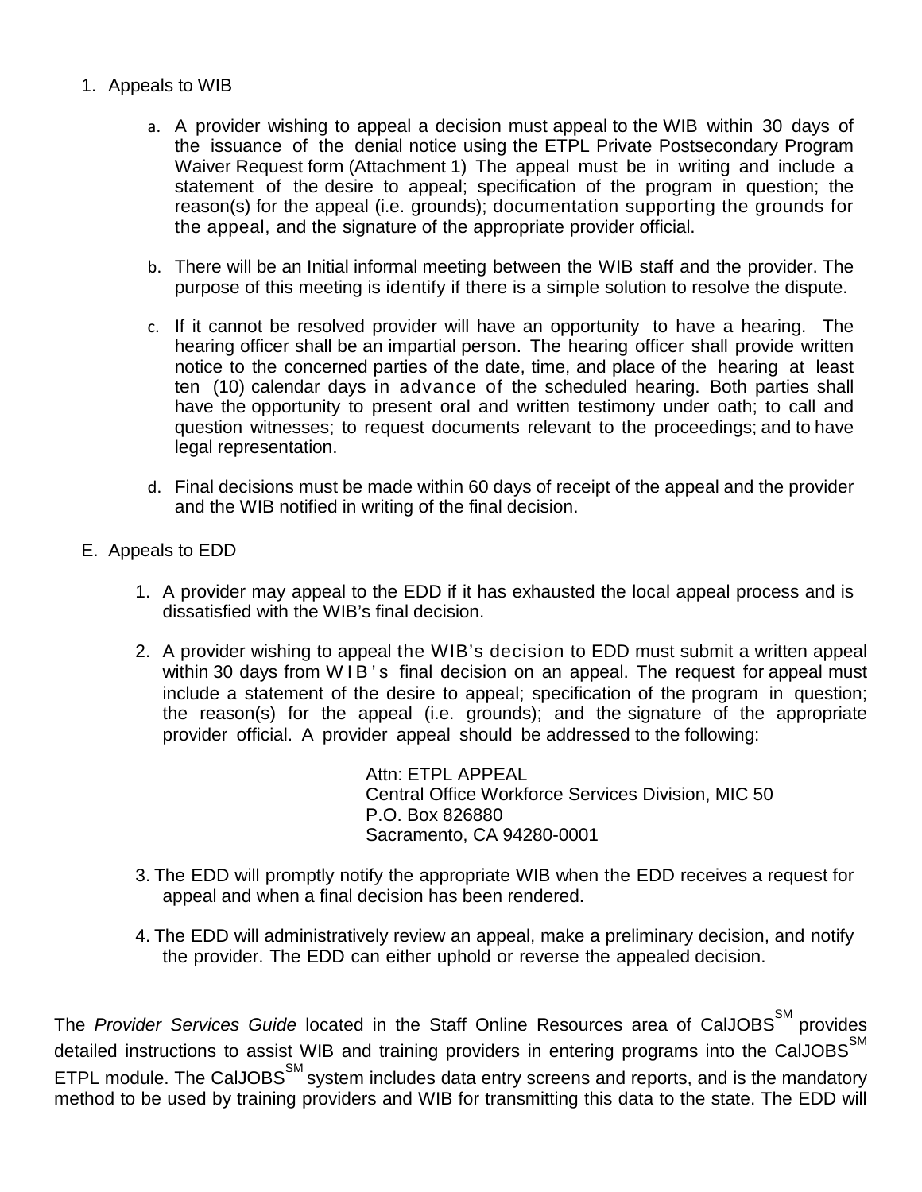1. Appeals to WIB

   a. A provider wishing to appeal a decision must appeal to the WIB within 30 days of the issuance of the denial notice using the ETPL Private Postsecondary Program Waiver Request form (Attachment 1) The appeal must be in writing and include a statement of the desire to appeal; specification of the program in question; the reason(s) for the appeal (i.e. grounds); documentation supporting the grounds for the appeal, and the signature of the appropriate provider official.

   b. There will be an Initial informal meeting between the WIB staff and the provider. The purpose of this meeting is identify if there is a simple solution to resolve the dispute.

   c. If it cannot be resolved provider will have an opportunity to have a hearing. The hearing officer shall be an impartial person. The hearing officer shall provide written notice to the concerned parties of the date, time, and place of the hearing at least ten (10) calendar days in advance of the scheduled hearing. Both parties shall have the opportunity to present oral and written testimony under oath; to call and question witnesses; to request documents relevant to the proceedings; and to have legal representation.

   d. Final decisions must be made within 60 days of receipt of the appeal and the provider and the WIB notified in writing of the final decision.

E. Appeals to EDD

   1. A provider may appeal to the EDD if it has exhausted the local appeal process and is dissatisfied with the WIB's final decision.

   2. A provider wishing to appeal the WIB's decision to EDD must submit a written appeal within 30 days from WIB's final decision on an appeal. The request for appeal must include a statement of the desire to appeal; specification of the program in question; the reason(s) for the appeal (i.e. grounds); and the signature of the appropriate provider official. A provider appeal should be addressed to the following:

      Attn: ETPL APPEAL
      Central Office Workforce Services Division, MIC 50
      P.O. Box 826880
      Sacramento, CA 94280-0001

   3. The EDD will promptly notify the appropriate WIB when the EDD receives a request for appeal and when a final decision has been rendered.

   4. The EDD will administratively review an appeal, make a preliminary decision, and notify the provider. The EDD can either uphold or reverse the appealed decision.

The *Provider Services Guide* located in the Staff Online Resources area of CalJOBS[SM] provides detailed instructions to assist WIB and training providers in entering programs into the CalJOBS[SM] ETPL module. The CalJOBS[SM] system includes data entry screens and reports, and is the mandatory method to be used by training providers and WIB for transmitting this data to the state. The EDD will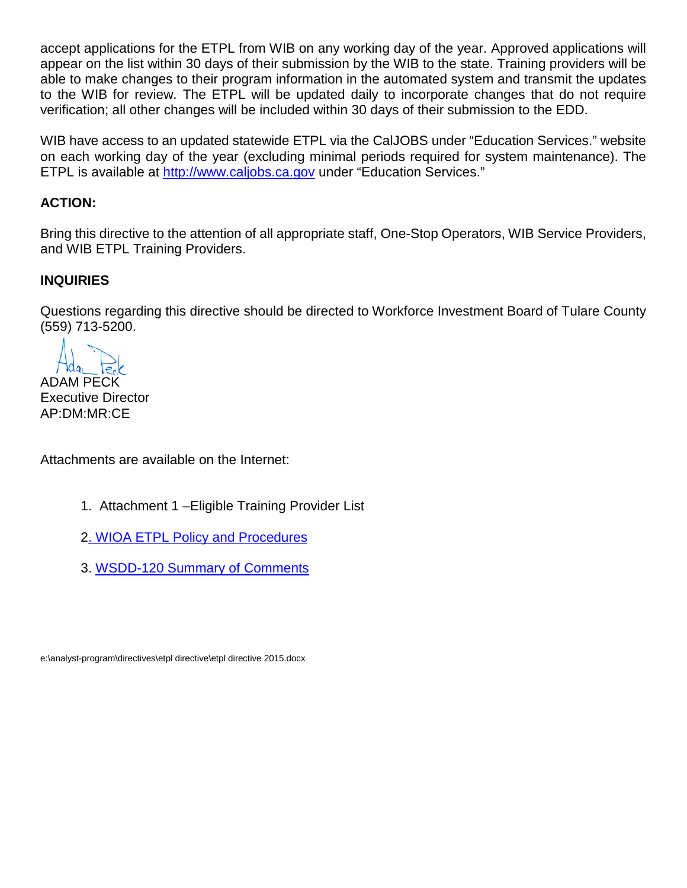accept applications for the ETPL from WIB on any working day of the year. Approved applications will appear on the list within 30 days of their submission by the WIB to the state. Training providers will be able to make changes to their program information in the automated system and transmit the updates to the WIB for review. The ETPL will be updated daily to incorporate changes that do not require verification; all other changes will be included within 30 days of their submission to the EDD.

WIB have access to an updated statewide ETPL via the CalJOBS under "Education Services." website on each working day of the year (excluding minimal periods required for system maintenance). The ETPL is available at [http://www.caljobs.ca.gov](http://www.caljobs.ca.gov) under "Education Services."

**ACTION:**

Bring this directive to the attention of all appropriate staff, One-Stop Operators, WIB Service Providers, and WIB ETPL Training Providers.

**INQUIRIES**

Questions regarding this directive should be directed to Workforce Investment Board of Tulare County (559) 713-5200.

ADAM PECK
Executive Director
AP:DM:MR:CE

Attachments are available on the Internet:

1. Attachment 1 –Eligible Training Provider List
2. WIOA ETPL Policy and Procedures
3. WSDD-120 Summary of Comments

e:\analyst-program\directives\etpl directive\etpl directive 2015.docx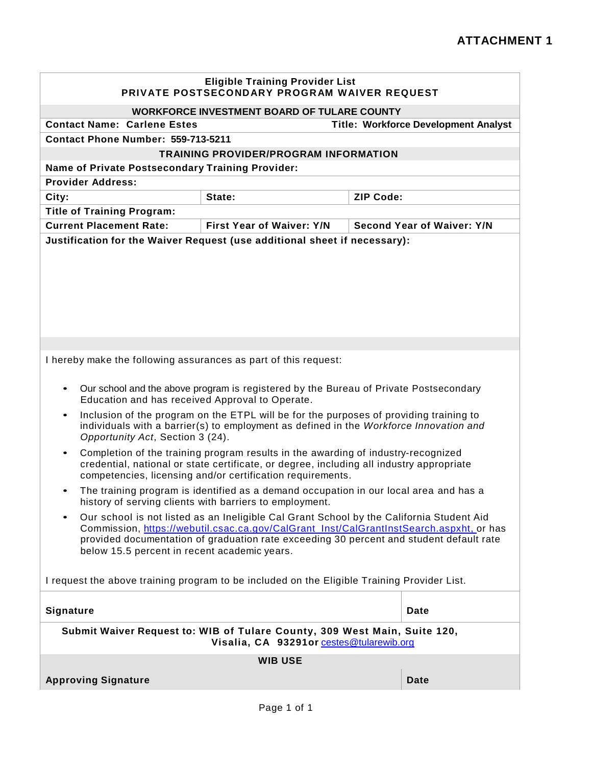# ATTACHMENT 1

**Eligible Training Provider List**
**PRIVATE POSTSECONDARY PROGRAM WAIVER REQUEST**

| | | |
|---|---|---|
| **WORKFORCE INVESTMENT BOARD OF TULARE COUNTY** | | |
| **Contact Name: Carlene Estes** | | **Title: Workforce Development Analyst** |
| **Contact Phone Number: 559-713-5211** | | |
| **TRAINING PROVIDER/PROGRAM INFORMATION** | | |
| **Name of Private Postsecondary Training Provider:** | | |
| **Provider Address:** | | |
| **City:** | **State:** | **ZIP Code:** |
| **Title of Training Program:** | | |
| **Current Placement Rate:** | **First Year of Waiver: Y/N** | **Second Year of Waiver: Y/N** |
| **Justification for the Waiver Request (use additional sheet if necessary):** | | |

I hereby make the following assurances as part of this request:

- Our school and the above program is registered by the Bureau of Private Postsecondary Education and has received Approval to Operate.
- Inclusion of the program on the ETPL will be for the purposes of providing training to individuals with a barrier(s) to employment as defined in the *Workforce Innovation and Opportunity Act*, Section 3 (24).
- Completion of the training program results in the awarding of industry-recognized credential, national or state certificate, or degree, including all industry appropriate competencies, licensing and/or certification requirements.
- The training program is identified as a demand occupation in our local area and has a history of serving clients with barriers to employment.
- Our school is not listed as an Ineligible Cal Grant School by the California Student Aid Commission, https://webutil.csac.ca.gov/CalGrant_Inst/CalGrantInstSearch.aspxht, or has provided documentation of graduation rate exceeding 30 percent and student default rate below 15.5 percent in recent academic years.

I request the above training program to be included on the Eligible Training Provider List.

| | |
|---|---|
| **Signature** | **Date** |

**Submit Waiver Request to: WIB of Tulare County, 309 West Main, Suite 120, Visalia, CA 93291or cestes@tularewib.org**

| | |
|---|---|
| **WIB USE** | |
| **Approving Signature** | **Date** |